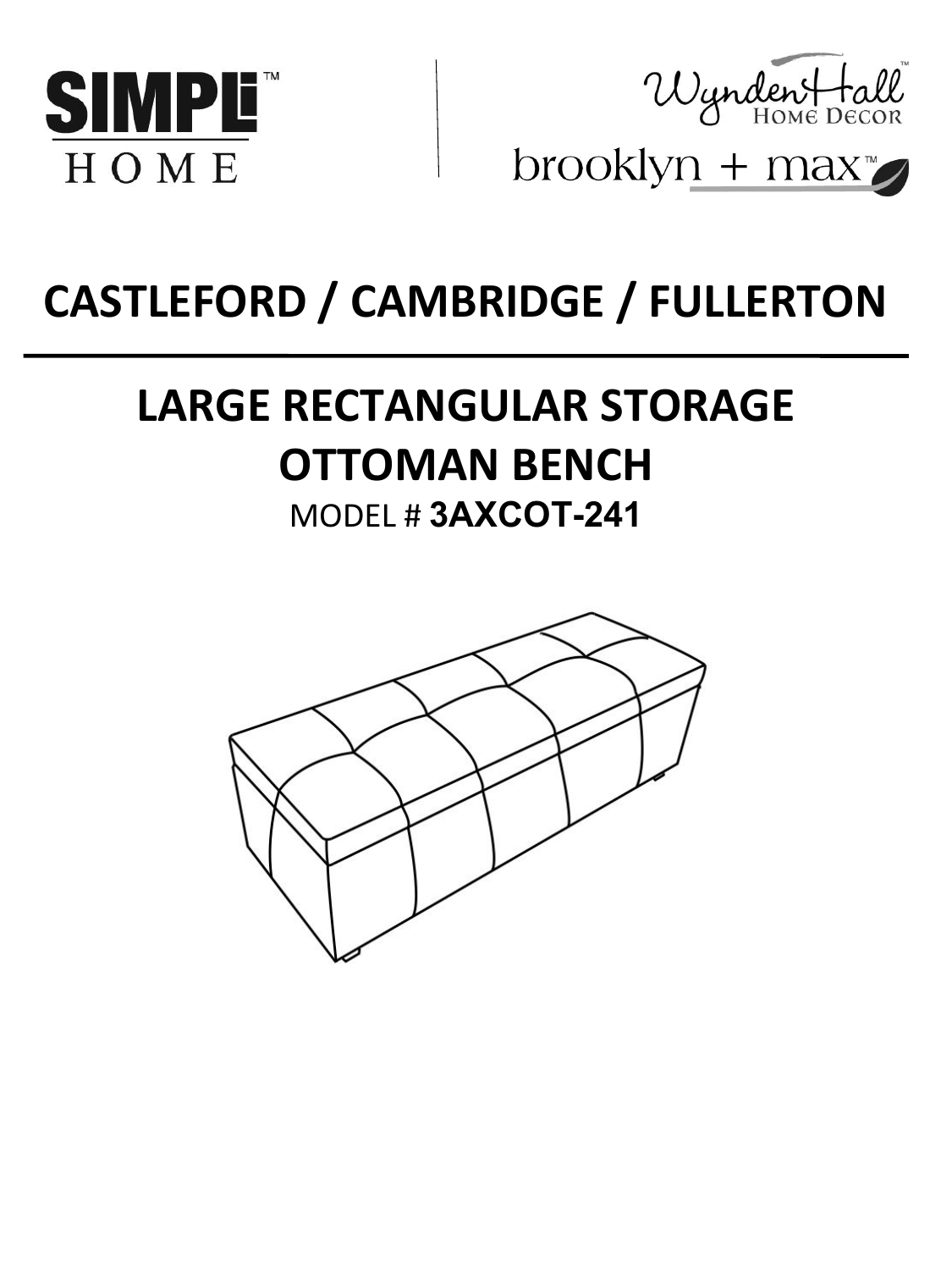SIMPLI™ HOME

WyndenHall™ Home Decor

brooklyn + max™

# CASTLEFORD / CAMBRIDGE / FULLERTON

## LARGE RECTANGULAR STORAGE OTTOMAN BENCH

MODEL # **3AXCOT-241**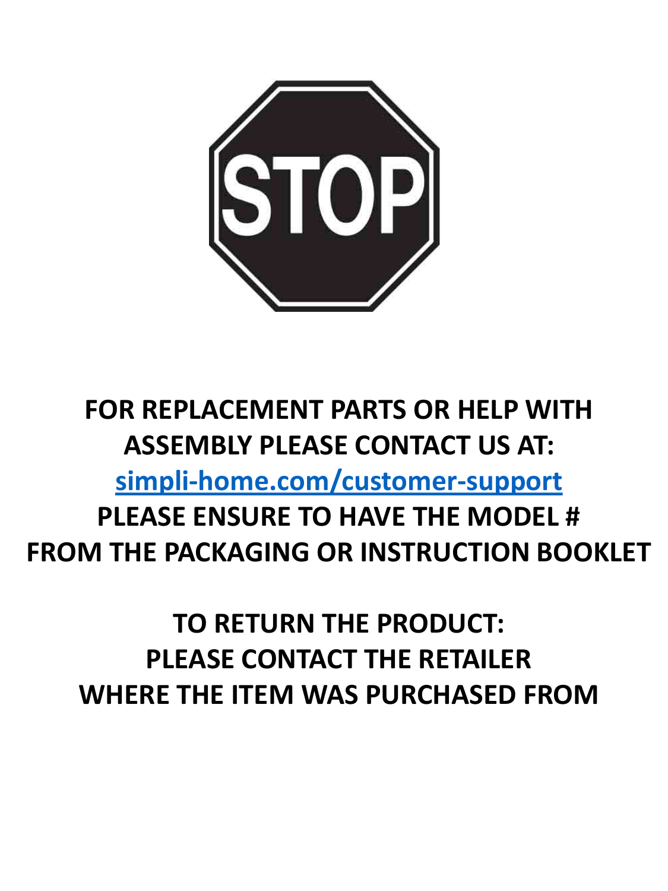# STOP

**FOR REPLACEMENT PARTS OR HELP WITH ASSEMBLY PLEASE CONTACT US AT:**

**[simpli-home.com/customer-support](simpli-home.com/customer-support)**

**PLEASE ENSURE TO HAVE THE MODEL # FROM THE PACKAGING OR INSTRUCTION BOOKLET**

**TO RETURN THE PRODUCT:**
**PLEASE CONTACT THE RETAILER WHERE THE ITEM WAS PURCHASED FROM**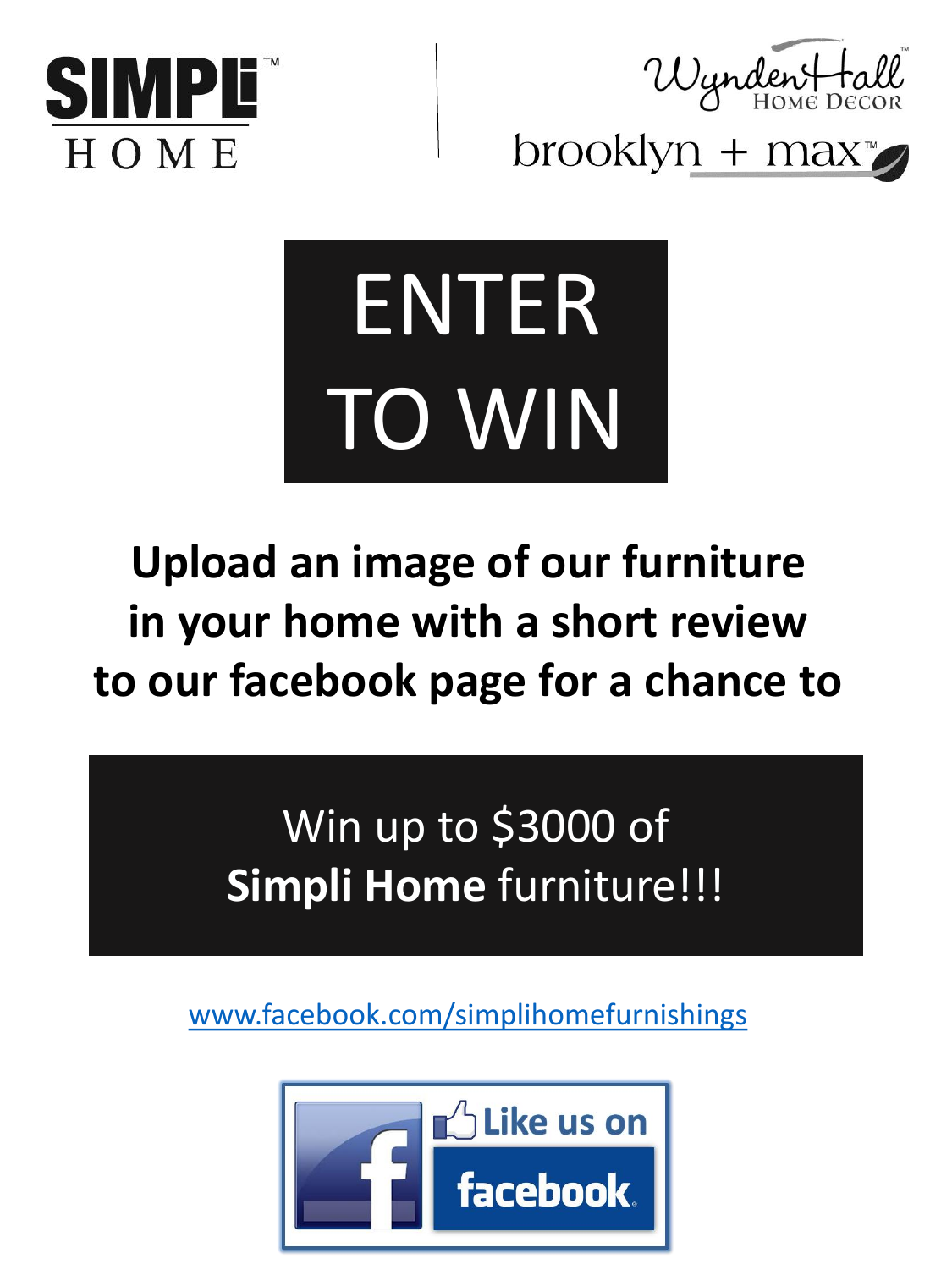SIMPLi HOME

Wynden Hall Home Decor

brooklyn + max

# ENTER TO WIN

**Upload an image of our furniture in your home with a short review to our facebook page for a chance to**

## Win up to $3000 of **Simpli Home** furniture!!!

www.facebook.com/simplihomefurnishings

Like us on facebook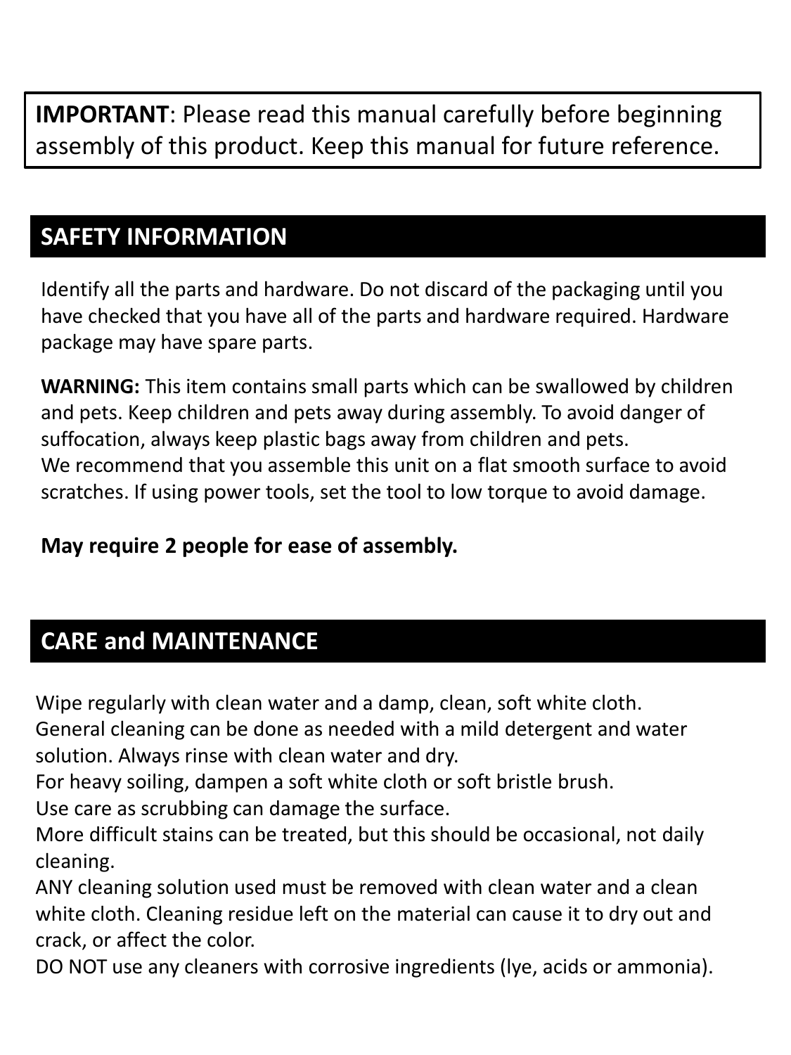**IMPORTANT**: Please read this manual carefully before beginning assembly of this product. Keep this manual for future reference.

## SAFETY INFORMATION

Identify all the parts and hardware. Do not discard of the packaging until you have checked that you have all of the parts and hardware required. Hardware package may have spare parts.

**WARNING:** This item contains small parts which can be swallowed by children and pets. Keep children and pets away during assembly. To avoid danger of suffocation, always keep plastic bags away from children and pets.
We recommend that you assemble this unit on a flat smooth surface to avoid scratches. If using power tools, set the tool to low torque to avoid damage.

**May require 2 people for ease of assembly.**

## CARE and MAINTENANCE

Wipe regularly with clean water and a damp, clean, soft white cloth.
General cleaning can be done as needed with a mild detergent and water solution. Always rinse with clean water and dry.
For heavy soiling, dampen a soft white cloth or soft bristle brush.
Use care as scrubbing can damage the surface.
More difficult stains can be treated, but this should be occasional, not daily cleaning.
ANY cleaning solution used must be removed with clean water and a clean white cloth. Cleaning residue left on the material can cause it to dry out and crack, or affect the color.
DO NOT use any cleaners with corrosive ingredients (lye, acids or ammonia).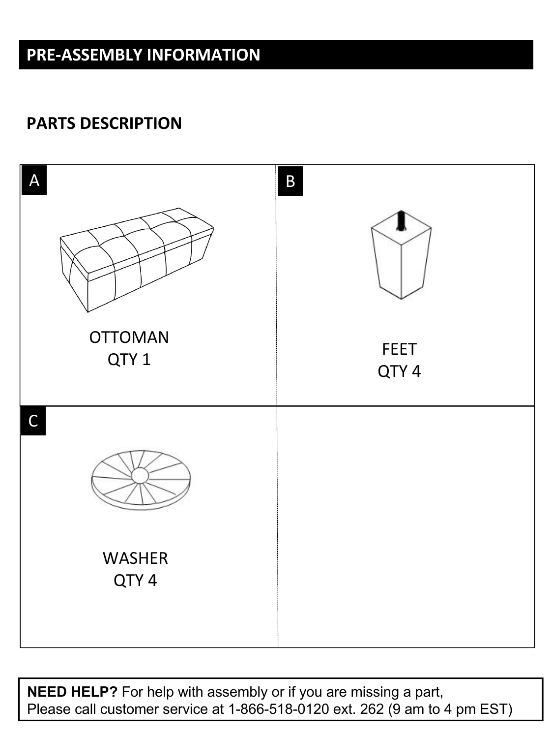# PRE-ASSEMBLY INFORMATION

## PARTS DESCRIPTION

| | |
|---|---|
| **A**<br>OTTOMAN<br>QTY 1 | **B**<br>FEET<br>QTY 4 |
| **C**<br>WASHER<br>QTY 4 | |

**NEED HELP?** For help with assembly or if you are missing a part,
Please call customer service at 1-866-518-0120 ext. 262 (9 am to 4 pm EST)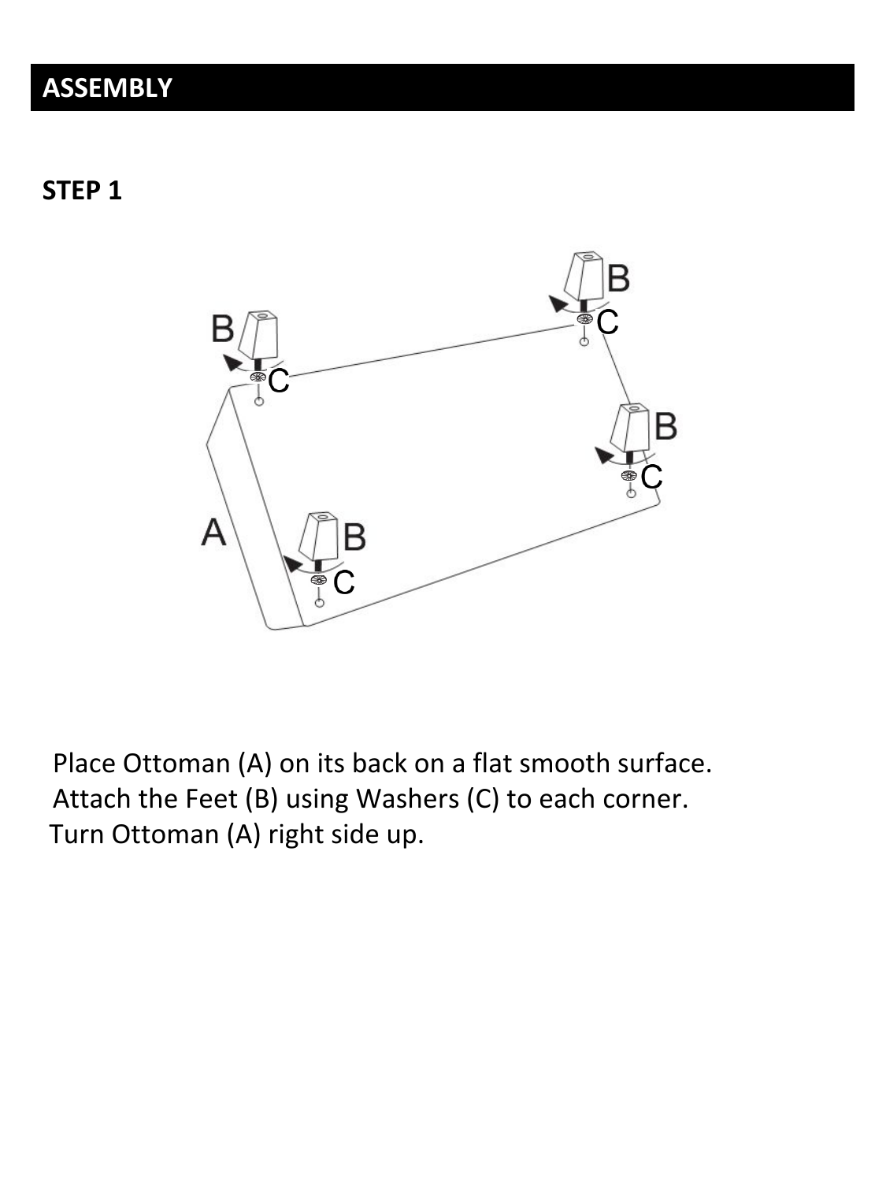# ASSEMBLY

## STEP 1

Place Ottoman (A) on its back on a flat smooth surface.
Attach the Feet (B) using Washers (C) to each corner.
Turn Ottoman (A) right side up.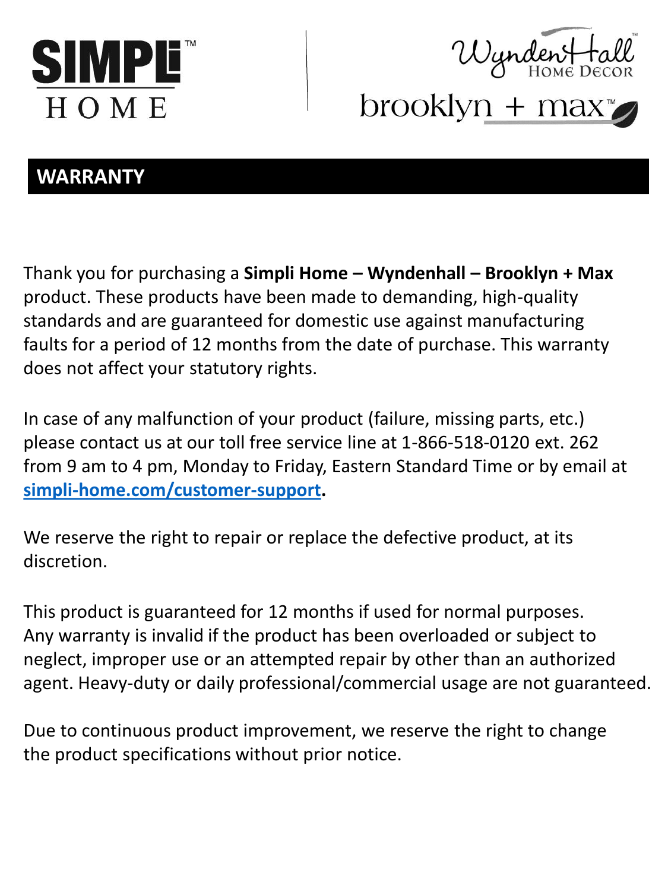SIMPLi™ HOME

WyndenHall™ Home Decor

brooklyn + max™

## WARRANTY

Thank you for purchasing a **Simpli Home – Wyndenhall – Brooklyn + Max** product. These products have been made to demanding, high-quality standards and are guaranteed for domestic use against manufacturing faults for a period of 12 months from the date of purchase. This warranty does not affect your statutory rights.

In case of any malfunction of your product (failure, missing parts, etc.) please contact us at our toll free service line at 1-866-518-0120 ext. 262 from 9 am to 4 pm, Monday to Friday, Eastern Standard Time or by email at **simpli-home.com/customer-support.**

We reserve the right to repair or replace the defective product, at its discretion.

This product is guaranteed for 12 months if used for normal purposes. Any warranty is invalid if the product has been overloaded or subject to neglect, improper use or an attempted repair by other than an authorized agent. Heavy-duty or daily professional/commercial usage are not guaranteed.

Due to continuous product improvement, we reserve the right to change the product specifications without prior notice.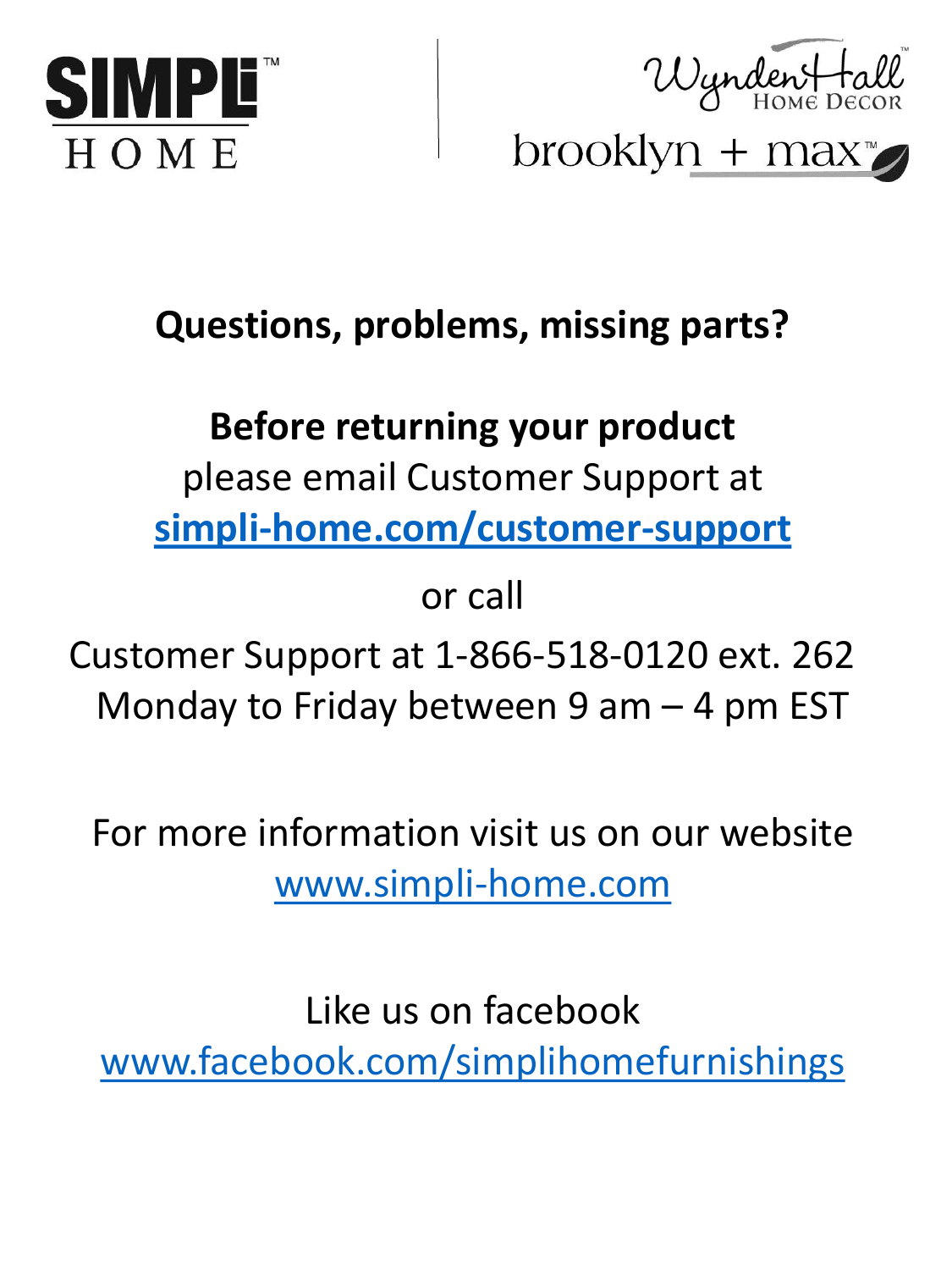SIMPLi™ HOME

Wyndenhall™ Home Decor

brooklyn + max™

## Questions, problems, missing parts?

**Before returning your product**

please email Customer Support at

**simpli-home.com/customer-support**

or call

Customer Support at 1-866-518-0120 ext. 262

Monday to Friday between 9 am – 4 pm EST

For more information visit us on our website

www.simpli-home.com

Like us on facebook

www.facebook.com/simplihomefurnishings